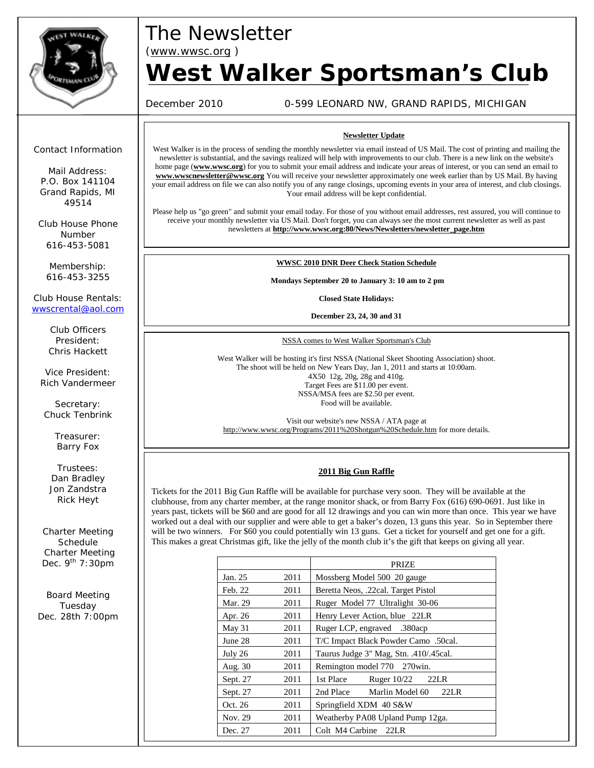# The Newsletter

(www.wwsc.org )

# West Walker Sportsman's Club

December 2010 0-599 LEONARD NW, GRAND RAPIDS, MICHIGAN

Contact Information

Mail Address:
P.O. Box 141104
Grand Rapids, MI 49514

Club House Phone Number
616-453-5081

Membership:
616-453-3255

Club House Rentals:
wwscrental@aol.com

Club Officers
President:
Chris Hackett

Vice President:
Rich Vandermeer

Secretary:
Chuck Tenbrink

Treasurer:
Barry Fox

Trustees:
Dan Bradley
Jon Zandstra
Rick Heyt

Charter Meeting Schedule
Charter Meeting
Dec. 9th 7:30pm

Board Meeting
Tuesday
Dec. 28th 7:00pm

## Newsletter Update

West Walker is in the process of sending the monthly newsletter via email instead of US Mail. The cost of printing and mailing the newsletter is substantial, and the savings realized will help with improvements to our club. There is a new link on the website's home page (**www.wwsc.org**) for you to submit your email address and indicate your areas of interest, or you can send an email to **www.wwscnewsletter@wwsc.org** You will receive your newsletter approximately one week earlier than by US Mail. By having your email address on file we can also notify you of any range closings, upcoming events in your area of interest, and club closings. Your email address will be kept confidential.

Please help us "go green" and submit your email today. For those of you without email addresses, rest assured, you will continue to receive your monthly newsletter via US Mail. Don't forget, you can always see the most current newsletter as well as past newsletters at **http://www.wwsc.org:80/News/Newsletters/newsletter_page.htm**

## WWSC 2010 DNR Deer Check Station Schedule

**Mondays September 20 to January 3: 10 am to 2 pm**

**Closed State Holidays:**

**December 23, 24, 30 and 31**

## NSSA comes to West Walker Sportsman's Club

West Walker will be hosting it's first NSSA (National Skeet Shooting Association) shoot.
The shoot will be held on New Years Day, Jan 1, 2011 and starts at 10:00am.
4X50 12g, 20g, 28g and 410g.
Target Fees are $11.00 per event.
NSSA/MSA fees are $2.50 per event.
Food will be available.

Visit our website's new NSSA / ATA page at http://www.wwsc.org/Programs/2011%20Shotgun%20Schedule.htm for more details.

## 2011 Big Gun Raffle

Tickets for the 2011 Big Gun Raffle will be available for purchase very soon. They will be available at the clubhouse, from any charter member, at the range monitor shack, or from Barry Fox (616) 690-0691. Just like in years past, tickets will be $60 and are good for all 12 drawings and you can win more than once. This year we have worked out a deal with our supplier and were able to get a baker's dozen, 13 guns this year. So in September there will be two winners. For $60 you could potentially win 13 guns. Get a ticket for yourself and get one for a gift. This makes a great Christmas gift, like the jelly of the month club it's the gift that keeps on giving all year.

| | | PRIZE |
|---|---|---|
| Jan. 25 | 2011 | Mossberg Model 500 20 gauge |
| Feb. 22 | 2011 | Beretta Neos, .22cal. Target Pistol |
| Mar. 29 | 2011 | Ruger Model 77 Ultralight 30-06 |
| Apr. 26 | 2011 | Henry Lever Action, blue 22LR |
| May 31 | 2011 | Ruger LCP, engraved .380acp |
| June 28 | 2011 | T/C Impact Black Powder Camo .50cal. |
| July 26 | 2011 | Taurus Judge 3" Mag, Stn. .410/.45cal. |
| Aug. 30 | 2011 | Remington model 770 270win. |
| Sept. 27 | 2011 | 1st Place Ruger 10/22 22LR |
| Sept. 27 | 2011 | 2nd Place Marlin Model 60 22LR |
| Oct. 26 | 2011 | Springfield XDM 40 S&W |
| Nov. 29 | 2011 | Weatherby PA08 Upland Pump 12ga. |
| Dec. 27 | 2011 | Colt M4 Carbine 22LR |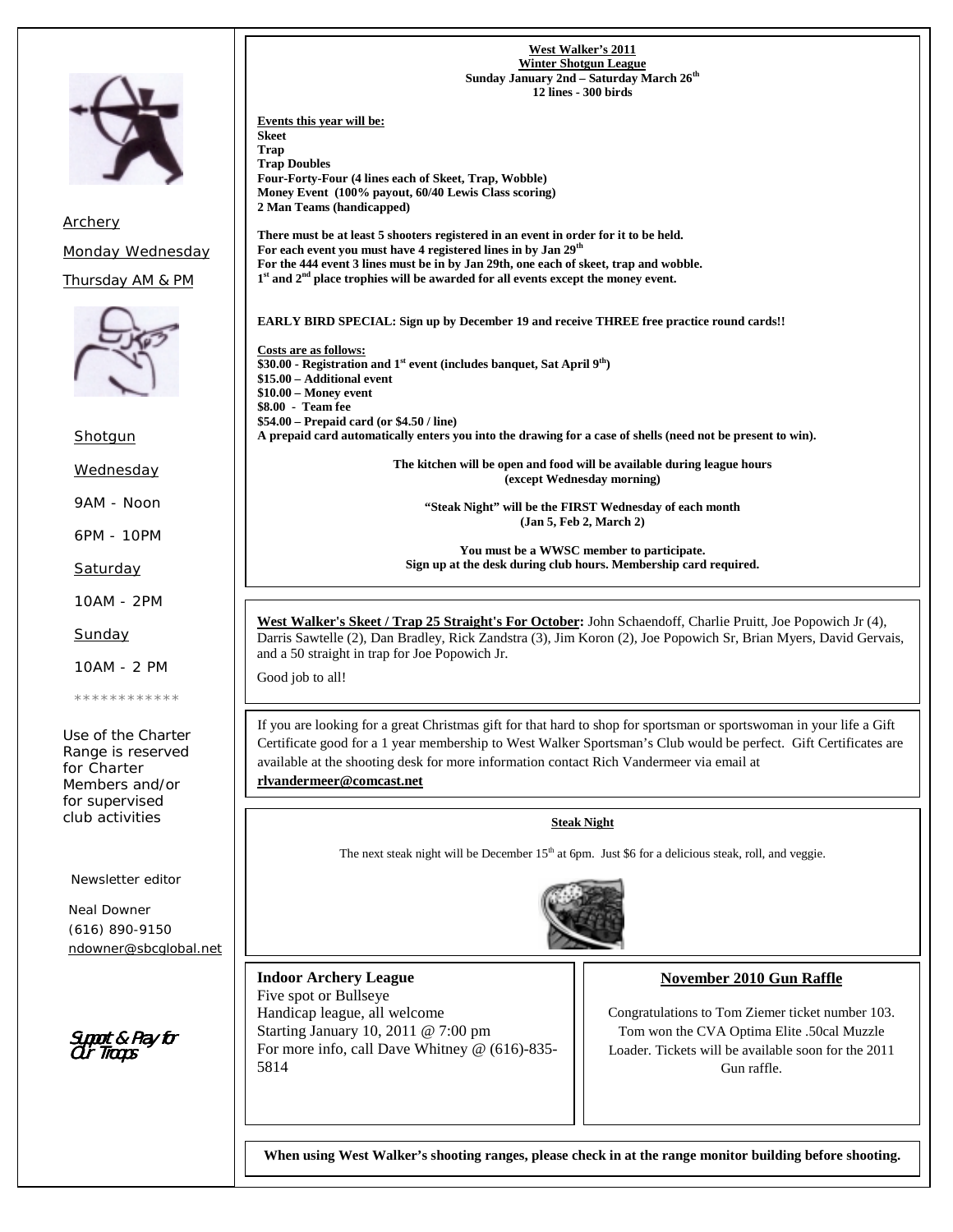Archery

Monday Wednesday

Thursday AM & PM

Shotgun

Wednesday

9AM - Noon

6PM - 10PM

Saturday

10AM - 2PM

Sunday

10AM - 2 PM

************

Use of the Charter Range is reserved for Charter Members and/or for supervised club activities

Newsletter editor

Neal Downer
(616) 890-9150
ndowner@sbcglobal.net

Support & Pray for Our Troops

## West Walker's 2011 Winter Shotgun League

**Sunday January 2nd – Saturday March 26th**
**12 lines - 300 birds**

**Events this year will be:**

**Skeet**
**Trap**
**Trap Doubles**
**Four-Forty-Four (4 lines each of Skeet, Trap, Wobble)**
**Money Event (100% payout, 60/40 Lewis Class scoring)**
**2 Man Teams (handicapped)**

**There must be at least 5 shooters registered in an event in order for it to be held.**
**For each event you must have 4 registered lines in by Jan 29th**
**For the 444 event 3 lines must be in by Jan 29th, one each of skeet, trap and wobble.**
**1st and 2nd place trophies will be awarded for all events except the money event.**

**EARLY BIRD SPECIAL: Sign up by December 19 and receive THREE free practice round cards!!**

**Costs are as follows:**

**$30.00 - Registration and 1st event (includes banquet, Sat April 9th)**
**$15.00 – Additional event**
**$10.00 – Money event**
**$8.00 - Team fee**
**$54.00 – Prepaid card (or $4.50 / line)**
**A prepaid card automatically enters you into the drawing for a case of shells (need not be present to win).**

**The kitchen will be open and food will be available during league hours (except Wednesday morning)**

**"Steak Night" will be the FIRST Wednesday of each month (Jan 5, Feb 2, March 2)**

**You must be a WWSC member to participate.**
**Sign up at the desk during club hours. Membership card required.**

**West Walker's Skeet / Trap 25 Straight's For October:** John Schaendoff, Charlie Pruitt, Joe Popowich Jr (4), Darris Sawtelle (2), Dan Bradley, Rick Zandstra (3), Jim Koron (2), Joe Popowich Sr, Brian Myers, David Gervais, and a 50 straight in trap for Joe Popowich Jr.

Good job to all!

If you are looking for a great Christmas gift for that hard to shop for sportsman or sportswoman in your life a Gift Certificate good for a 1 year membership to West Walker Sportsman's Club would be perfect. Gift Certificates are available at the shooting desk for more information contact Rich Vandermeer via email at **rlvandermeer@comcast.net**

### Steak Night

The next steak night will be December 15th at 6pm. Just $6 for a delicious steak, roll, and veggie.

### Indoor Archery League

Five spot or Bullseye
Handicap league, all welcome
Starting January 10, 2011 @ 7:00 pm
For more info, call Dave Whitney @ (616)-835-5814

### November 2010 Gun Raffle

Congratulations to Tom Ziemer ticket number 103. Tom won the CVA Optima Elite .50cal Muzzle Loader. Tickets will be available soon for the 2011 Gun raffle.

**When using West Walker's shooting ranges, please check in at the range monitor building before shooting.**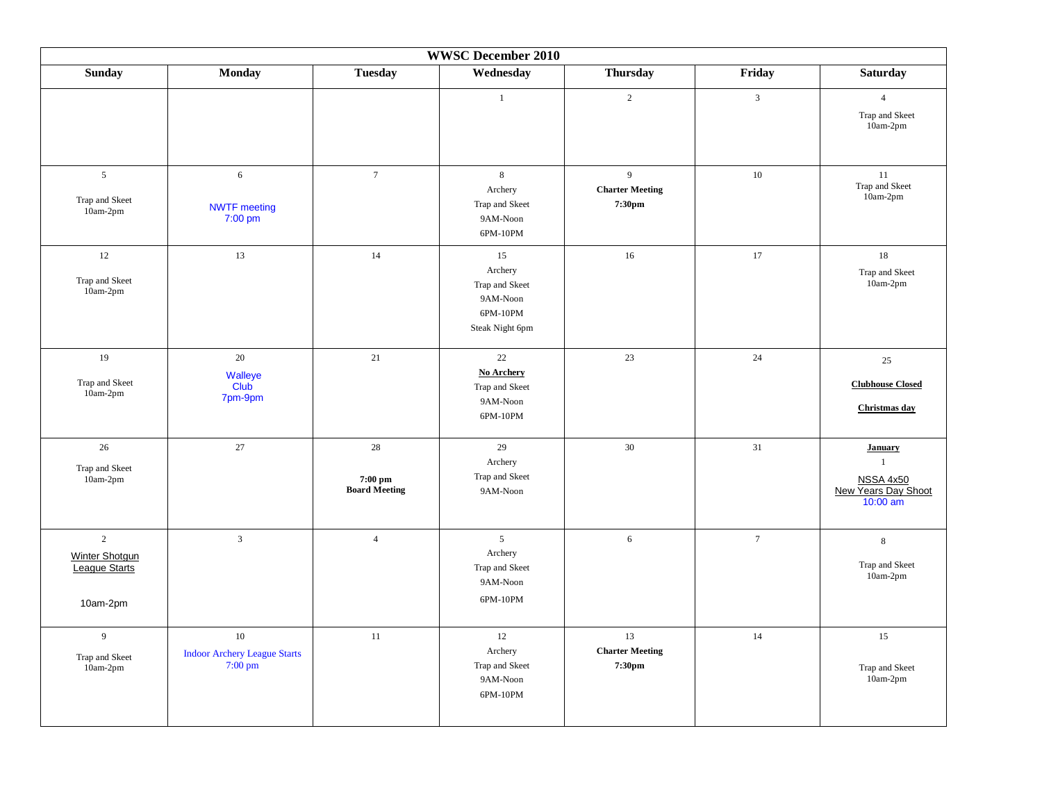| WWSC December 2010 | | | | | | |
|---|---|---|---|---|---|---|
| **Sunday** | **Monday** | **Tuesday** | **Wednesday** | **Thursday** | **Friday** | **Saturday** |
| | | | 1 | 2 | 3 | 4<br>Trap and Skeet<br>10am-2pm |
| 5<br>Trap and Skeet<br>10am-2pm | 6<br>NWTF meeting<br>7:00 pm | 7 | 8<br>Archery<br>Trap and Skeet<br>9AM-Noon<br>6PM-10PM | 9<br>**Charter Meeting**<br>**7:30pm** | 10 | 11<br>Trap and Skeet<br>10am-2pm |
| 12<br>Trap and Skeet<br>10am-2pm | 13 | 14 | 15<br>Archery<br>Trap and Skeet<br>9AM-Noon<br>6PM-10PM<br>Steak Night 6pm | 16 | 17 | 18<br>Trap and Skeet<br>10am-2pm |
| 19<br>Trap and Skeet<br>10am-2pm | 20<br>Walleye<br>Club<br>7pm-9pm | 21 | 22<br>**No Archery**<br>Trap and Skeet<br>9AM-Noon<br>6PM-10PM | 23 | 24 | 25<br>**Clubhouse Closed**<br>**Christmas day** |
| 26<br>Trap and Skeet<br>10am-2pm | 27 | 28<br>**7:00 pm**<br>**Board Meeting** | 29<br>Archery<br>Trap and Skeet<br>9AM-Noon | 30 | 31 | **January**<br>1<br>NSSA 4x50<br>New Years Day Shoot<br>10:00 am |
| 2<br>Winter Shotgun<br>League Starts<br>10am-2pm | 3 | 4 | 5<br>Archery<br>Trap and Skeet<br>9AM-Noon<br>6PM-10PM | 6 | 7 | 8<br>Trap and Skeet<br>10am-2pm |
| 9<br>Trap and Skeet<br>10am-2pm | 10<br>Indoor Archery League Starts<br>7:00 pm | 11 | 12<br>Archery<br>Trap and Skeet<br>9AM-Noon<br>6PM-10PM | 13<br>**Charter Meeting**<br>**7:30pm** | 14 | 15<br>Trap and Skeet<br>10am-2pm |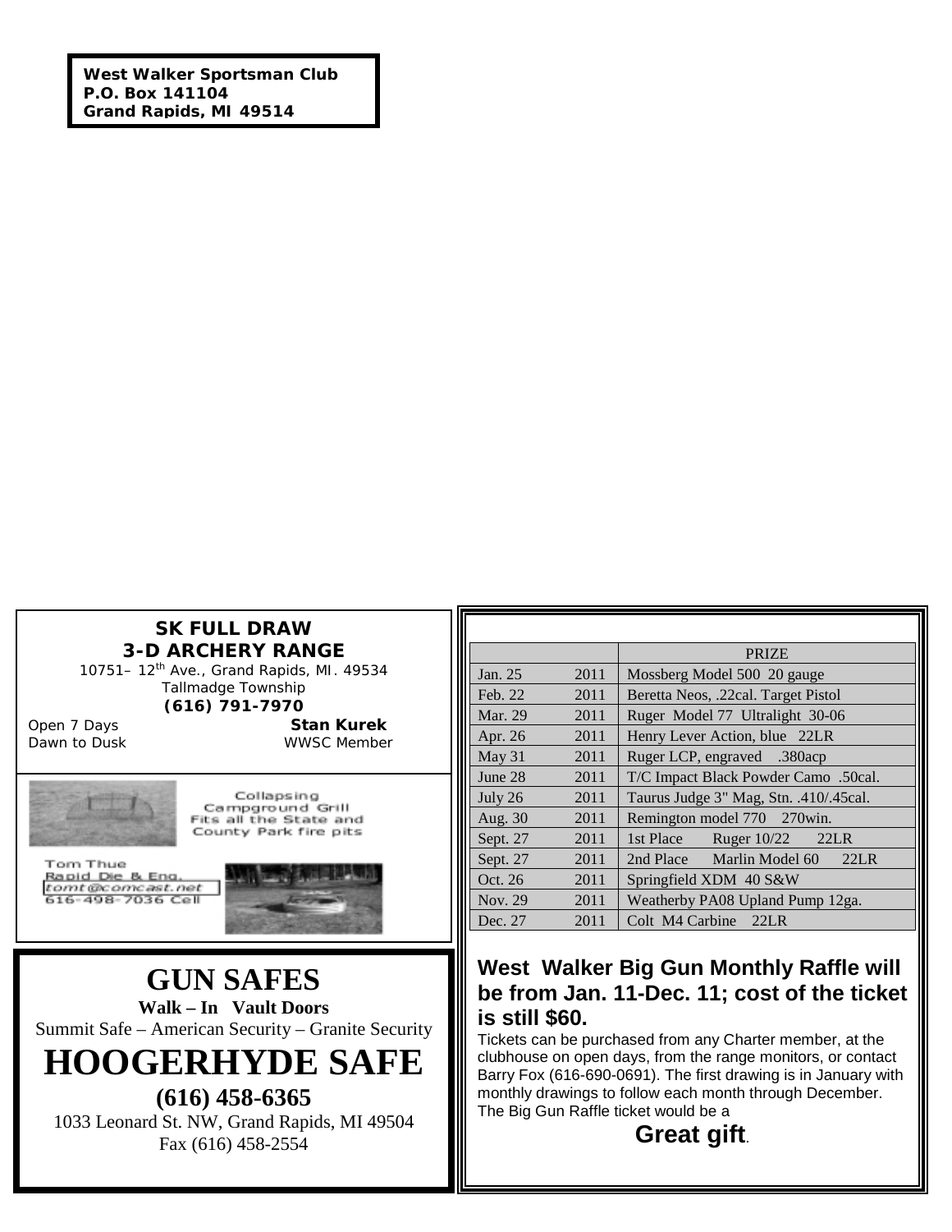West Walker Sportsman Club
P.O. Box 141104
Grand Rapids, MI 49514

**SK FULL DRAW**
**3-D ARCHERY RANGE**
10751– 12th Ave., Grand Rapids, MI. 49534
Tallmadge Township
**(616) 791-7970**
Open 7 Days — **Stan Kurek**
Dawn to Dusk — WWSC Member

Collapsing
Campground Grill
Fits all the State and
County Park fire pits

Tom Thue
Rapid Die & Eng.
tomt@comcast.net
616-498-7036 Cell

# GUN SAFES

**Walk – In Vault Doors**
Summit Safe – American Security – Granite Security

# HOOGERHYDE SAFE

**(616) 458-6365**
1033 Leonard St. NW, Grand Rapids, MI 49504
Fax (616) 458-2554

| | | PRIZE |
|---|---|---|
| Jan. 25 | 2011 | Mossberg Model 500 20 gauge |
| Feb. 22 | 2011 | Beretta Neos, .22cal. Target Pistol |
| Mar. 29 | 2011 | Ruger Model 77 Ultralight 30-06 |
| Apr. 26 | 2011 | Henry Lever Action, blue 22LR |
| May 31 | 2011 | Ruger LCP, engraved .380acp |
| June 28 | 2011 | T/C Impact Black Powder Camo .50cal. |
| July 26 | 2011 | Taurus Judge 3" Mag, Stn. .410/.45cal. |
| Aug. 30 | 2011 | Remington model 770 270win. |
| Sept. 27 | 2011 | 1st Place Ruger 10/22 22LR |
| Sept. 27 | 2011 | 2nd Place Marlin Model 60 22LR |
| Oct. 26 | 2011 | Springfield XDM 40 S&W |
| Nov. 29 | 2011 | Weatherby PA08 Upland Pump 12ga. |
| Dec. 27 | 2011 | Colt M4 Carbine 22LR |

**West Walker Big Gun Monthly Raffle will be from Jan. 11-Dec. 11; cost of the ticket is still $60.**

Tickets can be purchased from any Charter member, at the clubhouse on open days, from the range monitors, or contact Barry Fox (616-690-0691). The first drawing is in January with monthly drawings to follow each month through December. The Big Gun Raffle ticket would be a

**Great gift**.